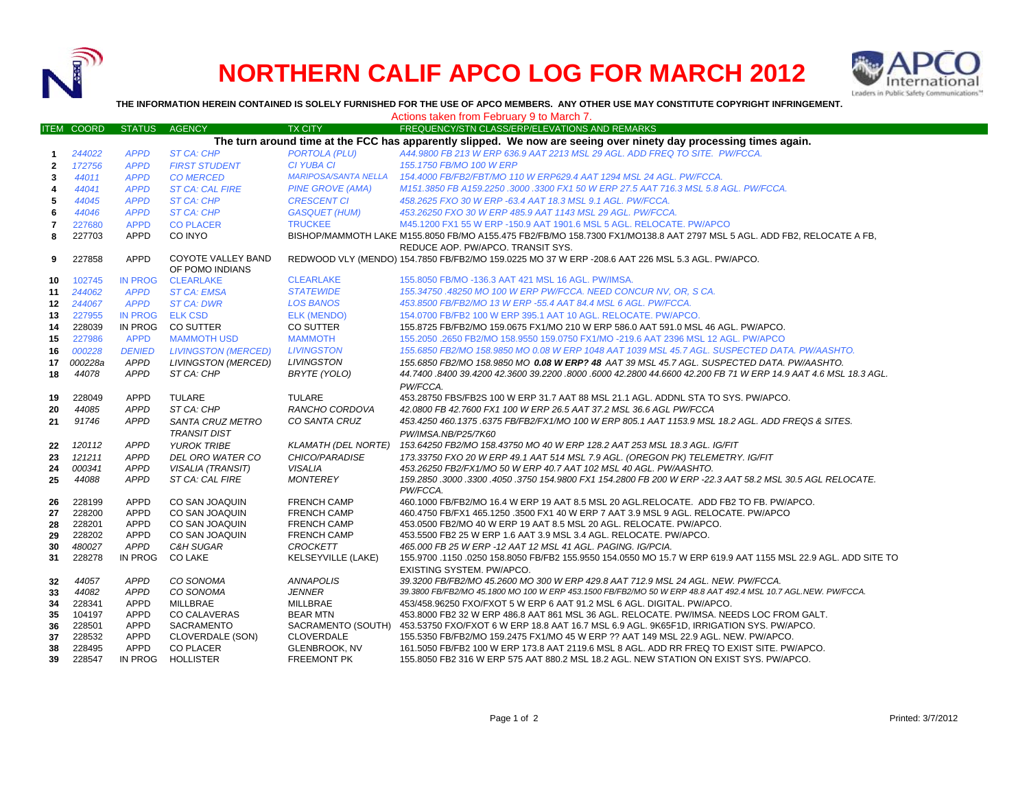# NORTHERN CALIF APCO LOG FOR MARCH 2012

**THE INFORMATION HEREIN CONTAINED IS SOLELY FURNISHED FOR THE USE OF APCO MEMBERS. ANY OTHER USE MAY CONSTITUTE COPYRIGHT INFRINGEMENT.**

Actions taken from February 9 to March 7.

| ITEM | COORD | STATUS | AGENCY | TX CITY | FREQUENCY/STN CLASS/ERP/ELEVATIONS AND REMARKS |
|---|---|---|---|---|---|
| | | | | | **The turn around time at the FCC has apparently slipped. We now are seeing over ninety day processing times again.** |
| 1 | 244022 | APPD | ST CA: CHP | PORTOLA (PLU) | A44.9800 FB 213 W ERP 636.9 AAT 2213 MSL 29 AGL. ADD FREQ TO SITE. PW/FCCA. |
| 2 | 172756 | APPD | FIRST STUDENT | CI YUBA CI | 155.1750 FB/MO 100 W ERP |
| 3 | 44011 | APPD | CO MERCED | MARIPOSA/SANTA NELLA | 154.4000 FB/FB2/FBT/MO 110 W ERP629.4 AAT 1294 MSL 24 AGL. PW/FCCA. |
| 4 | 44041 | APPD | ST CA: CAL FIRE | PINE GROVE (AMA) | M151.3850 FB A159.2250 .3000 .3300 FX1 50 W ERP 27.5 AAT 716.3 MSL 5.8 AGL. PW/FCCA. |
| 5 | 44045 | APPD | ST CA: CHP | CRESCENT CI | 458.2625 FXO 30 W ERP -63.4 AAT 18.3 MSL 9.1 AGL. PW/FCCA. |
| 6 | 44046 | APPD | ST CA: CHP | GASQUET (HUM) | 453.26250 FXO 30 W ERP 485.9 AAT 1143 MSL 29 AGL. PW/FCCA. |
| 7 | 227680 | APPD | CO PLACER | TRUCKEE | M45.1200 FX1 55 W ERP -150.9 AAT 1901.6 MSL 5 AGL. RELOCATE. PW/APCO |
| 8 | 227703 | APPD | CO INYO | BISHOP/MAMMOTH LAKE | M155.8050 FB/MO A155.475 FB2/FB/MO 158.7300 FX1/MO138.8 AAT 2797 MSL 5 AGL. ADD FB2, RELOCATE A FB, REDUCE AOP. PW/APCO. TRANSIT SYS. |
| 9 | 227858 | APPD | COYOTE VALLEY BAND OF POMO INDIANS | REDWOOD VLY (MENDO) | 154.7850 FB/FB2/MO 159.0225 MO 37 W ERP -208.6 AAT 226 MSL 5.3 AGL. PW/APCO. |
| 10 | 102745 | IN PROG | CLEARLAKE | CLEARLAKE | 155.8050 FB/MO -136.3 AAT 421 MSL 16 AGL. PW/IMSA. |
| 11 | 244062 | APPD | ST CA: EMSA | STATEWIDE | 155.34750 .48250 MO 100 W ERP PW/FCCA. NEED CONCUR NV, OR, S CA. |
| 12 | 244067 | APPD | ST CA: DWR | LOS BANOS | 453.8500 FB/FB2/MO 13 W ERP -55.4 AAT 84.4 MSL 6 AGL. PW/FCCA. |
| 13 | 227955 | IN PROG | ELK CSD | ELK (MENDO) | 154.0700 FB/FB2 100 W ERP 395.1 AAT 10 AGL. RELOCATE. PW/APCO. |
| 14 | 228039 | IN PROG | CO SUTTER | CO SUTTER | 155.8725 FB/FB2/MO 159.0675 FX1/MO 210 W ERP 586.0 AAT 591.0 MSL 46 AGL. PW/APCO. |
| 15 | 227986 | APPD | MAMMOTH USD | MAMMOTH | 155.2050 .2650 FB2/MO 158.9550 159.0750 FX1/MO -219.6 AAT 2396 MSL 12 AGL. PW/APCO |
| 16 | 000228 | DENIED | LIVINGSTON (MERCED) | LIVINGSTON | 155.6850 FB2/MO 158.9850 MO 0.08 W ERP 1048 AAT 1039 MSL 45.7 AGL. SUSPECTED DATA. PW/AASHTO. |
| 17 | 000228a | APPD | LIVINGSTON (MERCED) | LIVINGSTON | 155.6850 FB2/MO 158.9850 MO **0.08 W ERP? 48** AAT 39 MSL 45.7 AGL. SUSPECTED DATA. PW/AASHTO. |
| 18 | 44078 | APPD | ST CA: CHP | BRYTE (YOLO) | 44.7400 .8400 39.4200 42.3600 39.2200 .8000 .6000 42.2800 44.6600 42.200 FB 71 W ERP 14.9 AAT 4.6 MSL 18.3 AGL. PW/FCCA. |
| 19 | 228049 | APPD | TULARE | TULARE | 453.28750 FBS/FB2S 100 W ERP 31.7 AAT 88 MSL 21.1 AGL. ADDNL STA TO SYS. PW/APCO. |
| 20 | 44085 | APPD | ST CA: CHP | RANCHO CORDOVA | 42.0800 FB 42.7600 FX1 100 W ERP 26.5 AAT 37.2 MSL 36.6 AGL PW/FCCA |
| 21 | 91746 | APPD | SANTA CRUZ METRO TRANSIT DIST | CO SANTA CRUZ | 453.4250 460.1375 .6375 FB/FB2/FX1/MO 100 W ERP 805.1 AAT 1153.9 MSL 18.2 AGL. ADD FREQS & SITES. PW/IMSA.NB/P25/7K60 |
| 22 | 120112 | APPD | YUROK TRIBE | KLAMATH (DEL NORTE) | 153.64250 FB2/MO 158.43750 MO 40 W ERP 128.2 AAT 253 MSL 18.3 AGL. IG/FIT |
| 23 | 121211 | APPD | DEL ORO WATER CO | CHICO/PARADISE | 173.33750 FXO 20 W ERP 49.1 AAT 514 MSL 7.9 AGL. (OREGON PK) TELEMETRY. IG/FIT |
| 24 | 000341 | APPD | VISALIA (TRANSIT) | VISALIA | 453.26250 FB2/FX1/MO 50 W ERP 40.7 AAT 102 MSL 40 AGL. PW/AASHTO. |
| 25 | 44088 | APPD | ST CA: CAL FIRE | MONTEREY | 159.2850 .3000 .3300 .4050 .3750 154.9800 FX1 154.2800 FB 200 W ERP -22.3 AAT 58.2 MSL 30.5 AGL RELOCATE. PW/FCCA. |
| 26 | 228199 | APPD | CO SAN JOAQUIN | FRENCH CAMP | 460.1000 FB/FB2/MO 16.4 W ERP 19 AAT 8.5 MSL 20 AGL.RELOCATE. ADD FB2 TO FB. PW/APCO. |
| 27 | 228200 | APPD | CO SAN JOAQUIN | FRENCH CAMP | 460.4750 FB/FX1 465.1250 .3500 FX1 40 W ERP 7 AAT 3.9 MSL 9 AGL. RELOCATE. PW/APCO |
| 28 | 228201 | APPD | CO SAN JOAQUIN | FRENCH CAMP | 453.0500 FB2/MO 40 W ERP 19 AAT 8.5 MSL 20 AGL. RELOCATE. PW/APCO. |
| 29 | 228202 | APPD | CO SAN JOAQUIN | FRENCH CAMP | 453.5500 FB2 25 W ERP 1.6 AAT 3.9 MSL 3.4 AGL. RELOCATE. PW/APCO. |
| 30 | 480027 | APPD | C&H SUGAR | CROCKETT | 465.000 FB 25 W ERP -12 AAT 12 MSL 41 AGL. PAGING. IG/PCIA. |
| 31 | 228278 | IN PROG | CO LAKE | KELSEYVILLE (LAKE) | 155.9700 .1150 .0250 158.8050 FB/FB2 155.9550 154.0550 MO 15.7 W ERP 619.9 AAT 1155 MSL 22.9 AGL. ADD SITE TO EXISTING SYSTEM. PW/APCO. |
| 32 | 44057 | APPD | CO SONOMA | ANNAPOLIS | 39.3200 FB/FB2/MO 45.2600 MO 300 W ERP 429.8 AAT 712.9 MSL 24 AGL. NEW. PW/FCCA. |
| 33 | 44082 | APPD | CO SONOMA | JENNER | 39.3800 FB/FB2/MO 45.1800 MO 100 W ERP 453.1500 FB/FB2/MO 50 W ERP 48.8 AAT 492.4 MSL 10.7 AGL.NEW. PW/FCCA. |
| 34 | 228341 | APPD | MILLBRAE | MILLBRAE | 453/458.96250 FXO/FXOT 5 W ERP 6 AAT 91.2 MSL 6 AGL. DIGITAL. PW/APCO. |
| 35 | 104197 | APPD | CO CALAVERAS | BEAR MTN | 453.8000 FB2 32 W ERP 486.8 AAT 861 MSL 36 AGL. RELOCATE. PW/IMSA. NEEDS LOC FROM GALT. |
| 36 | 228501 | APPD | SACRAMENTO | SACRAMENTO (SOUTH) | 453.53750 FXO/FXOT 6 W ERP 18.8 AAT 16.7 MSL 6.9 AGL. 9K65F1D, IRRIGATION SYS. PW/APCO. |
| 37 | 228532 | APPD | CLOVERDALE (SON) | CLOVERDALE | 155.5350 FB/FB2/MO 159.2475 FX1/MO 45 W ERP ?? AAT 149 MSL 22.9 AGL. NEW. PW/APCO. |
| 38 | 228495 | APPD | CO PLACER | GLENBROOK, NV | 161.5050 FB/FB2 100 W ERP 173.8 AAT 2119.6 MSL 8 AGL. ADD RR FREQ TO EXIST SITE. PW/APCO. |
| 39 | 228547 | IN PROG | HOLLISTER | FREEMONT PK | 155.8050 FB2 316 W ERP 575 AAT 880.2 MSL 18.2 AGL. NEW STATION ON EXIST SYS. PW/APCO. |

Printed: 3/7/2012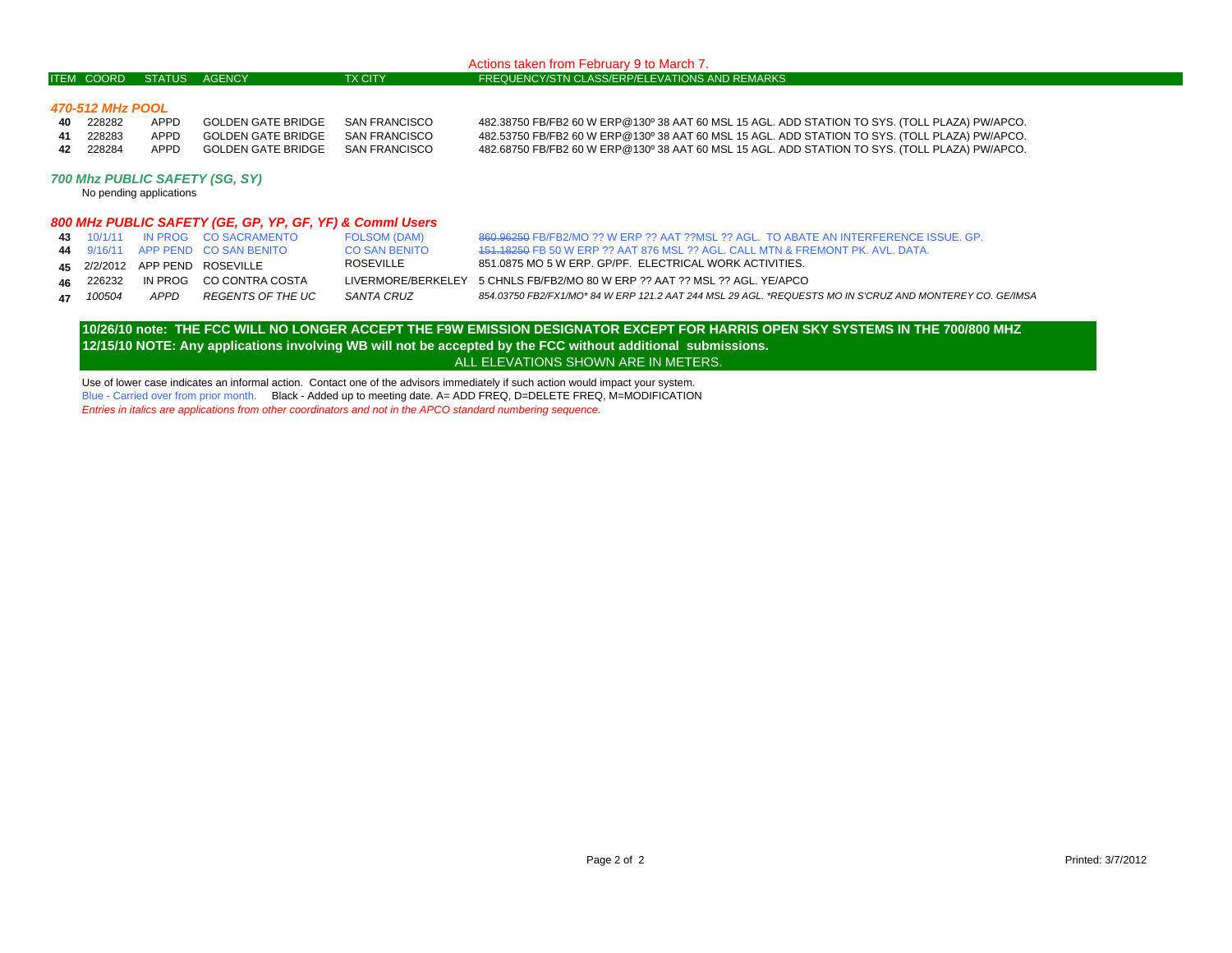Actions taken from February 9 to March 7.

| ITEM | COORD | STATUS | AGENCY | TX CITY | FREQUENCY/STN CLASS/ERP/ELEVATIONS AND REMARKS |
|---|---|---|---|---|---|
| ***470-512 MHz POOL*** | | | | | |
| **40** | 228282 | APPD | GOLDEN GATE BRIDGE | SAN FRANCISCO | 482.38750 FB/FB2 60 W ERP@130º 38 AAT 60 MSL 15 AGL. ADD STATION TO SYS. (TOLL PLAZA) PW/APCO. |
| **41** | 228283 | APPD | GOLDEN GATE BRIDGE | SAN FRANCISCO | 482.53750 FB/FB2 60 W ERP@130º 38 AAT 60 MSL 15 AGL. ADD STATION TO SYS. (TOLL PLAZA) PW/APCO. |
| **42** | 228284 | APPD | GOLDEN GATE BRIDGE | SAN FRANCISCO | 482.68750 FB/FB2 60 W ERP@130º 38 AAT 60 MSL 15 AGL. ADD STATION TO SYS. (TOLL PLAZA) PW/APCO. |
| ***700 Mhz PUBLIC SAFETY (SG, SY)*** | | | | | |
| | No pending applications | | | | |
| ***800 MHz PUBLIC SAFETY (GE, GP, YP, GF, YF) & Comml Users*** | | | | | |
| **43** | 10/1/11 | IN PROG | CO SACRAMENTO | FOLSOM (DAM) | ~~860.96250~~ FB/FB2/MO ?? W ERP ?? AAT ??MSL ?? AGL. TO ABATE AN INTERFERENCE ISSUE. GP. |
| **44** | 9/16/11 | APP PEND | CO SAN BENITO | CO SAN BENITO | ~~151.18250~~ FB 50 W ERP ?? AAT 876 MSL ?? AGL. CALL MTN & FREMONT PK. AVL. DATA. |
| **45** | 2/2/2012 | APP PEND | ROSEVILLE | ROSEVILLE | 851.0875 MO 5 W ERP. GP/PF. ELECTRICAL WORK ACTIVITIES. |
| **46** | 226232 | IN PROG | CO CONTRA COSTA | LIVERMORE/BERKELEY | 5 CHNLS FB/FB2/MO 80 W ERP ?? AAT ?? MSL ?? AGL. YE/APCO |
| **47** | *100504* | *APPD* | *REGENTS OF THE UC* | *SANTA CRUZ* | *854.03750 FB2/FX1/MO* 84 W ERP 121.2 AAT 244 MSL 29 AGL. *REQUESTS MO IN S'CRUZ AND MONTEREY CO. GE/IMSA* |

**10/26/10 note: THE FCC WILL NO LONGER ACCEPT THE F9W EMISSION DESIGNATOR EXCEPT FOR HARRIS OPEN SKY SYSTEMS IN THE 700/800 MHZ**
**12/15/10 NOTE: Any applications involving WB will not be accepted by the FCC without additional submissions.**
ALL ELEVATIONS SHOWN ARE IN METERS.

Use of lower case indicates an informal action. Contact one of the advisors immediately if such action would impact your system.
Blue - Carried over from prior month. Black - Added up to meeting date. A= ADD FREQ, D=DELETE FREQ, M=MODIFICATION
*Entries in italics are applications from other coordinators and not in the APCO standard numbering sequence.*

Printed: 3/7/2012